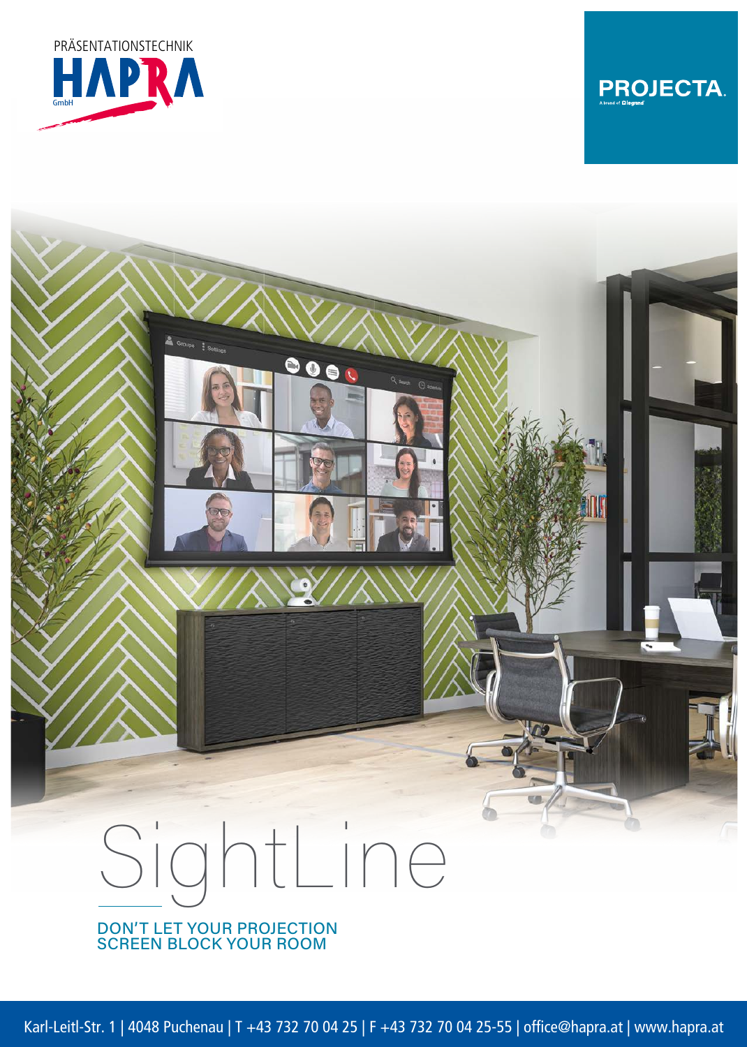PRÄSENTATIONSTECHNIK

HAPRA GmbH

PROJECTA.

A brand of Legrand

# SightLine

## DON'T LET YOUR PROJECTION SCREEN BLOCK YOUR ROOM

Karl-Leitl-Str. 1 | 4048 Puchenau | T +43 732 70 04 25 | F +43 732 70 04 25-55 | office@hapra.at | www.hapra.at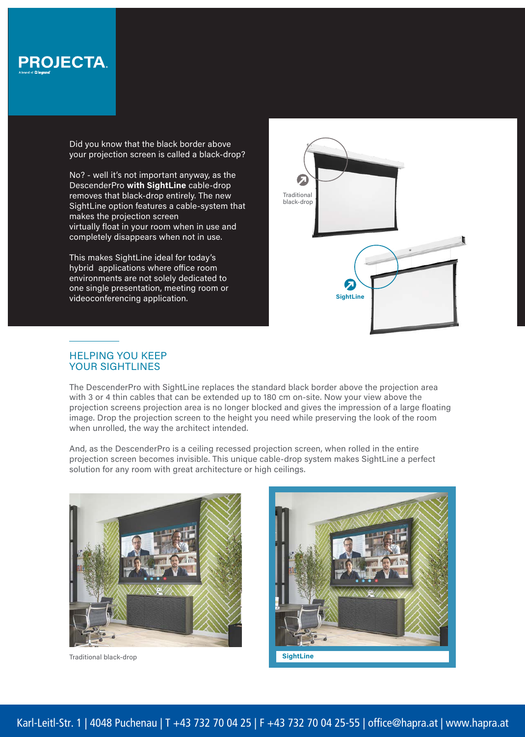Did you know that the black border above your projection screen is called a black-drop?

No? - well it's not important anyway, as the DescenderPro **with SightLine** cable-drop removes that black-drop entirely. The new SightLine option features a cable-system that makes the projection screen virtually float in your room when in use and completely disappears when not in use.

This makes SightLine ideal for today's hybrid applications where office room environments are not solely dedicated to one single presentation, meeting room or videoconferencing application.

Traditional black-drop

SightLine

## HELPING YOU KEEP YOUR SIGHTLINES

The DescenderPro with SightLine replaces the standard black border above the projection area with 3 or 4 thin cables that can be extended up to 180 cm on-site. Now your view above the projection screens projection area is no longer blocked and gives the impression of a large floating image. Drop the projection screen to the height you need while preserving the look of the room when unrolled, the way the architect intended.

And, as the DescenderPro is a ceiling recessed projection screen, when rolled in the entire projection screen becomes invisible. This unique cable-drop system makes SightLine a perfect solution for any room with great architecture or high ceilings.

Traditional black-drop

SightLine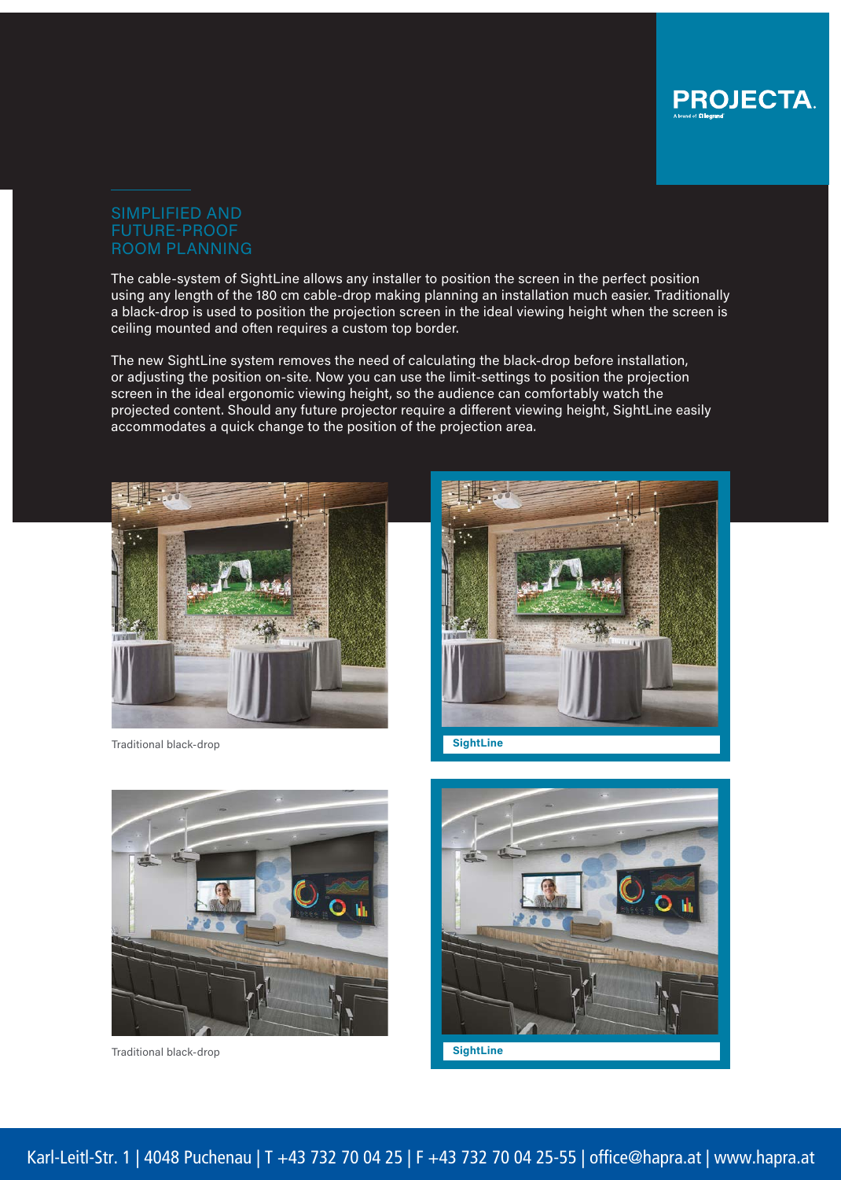## SIMPLIFIED AND FUTURE-PROOF ROOM PLANNING

The cable-system of SightLine allows any installer to position the screen in the perfect position using any length of the 180 cm cable-drop making planning an installation much easier. Traditionally a black-drop is used to position the projection screen in the ideal viewing height when the screen is ceiling mounted and often requires a custom top border.

The new SightLine system removes the need of calculating the black-drop before installation, or adjusting the position on-site. Now you can use the limit-settings to position the projection screen in the ideal ergonomic viewing height, so the audience can comfortably watch the projected content. Should any future projector require a different viewing height, SightLine easily accommodates a quick change to the position of the projection area.

Traditional black-drop

**SightLine**

Traditional black-drop

**SightLine**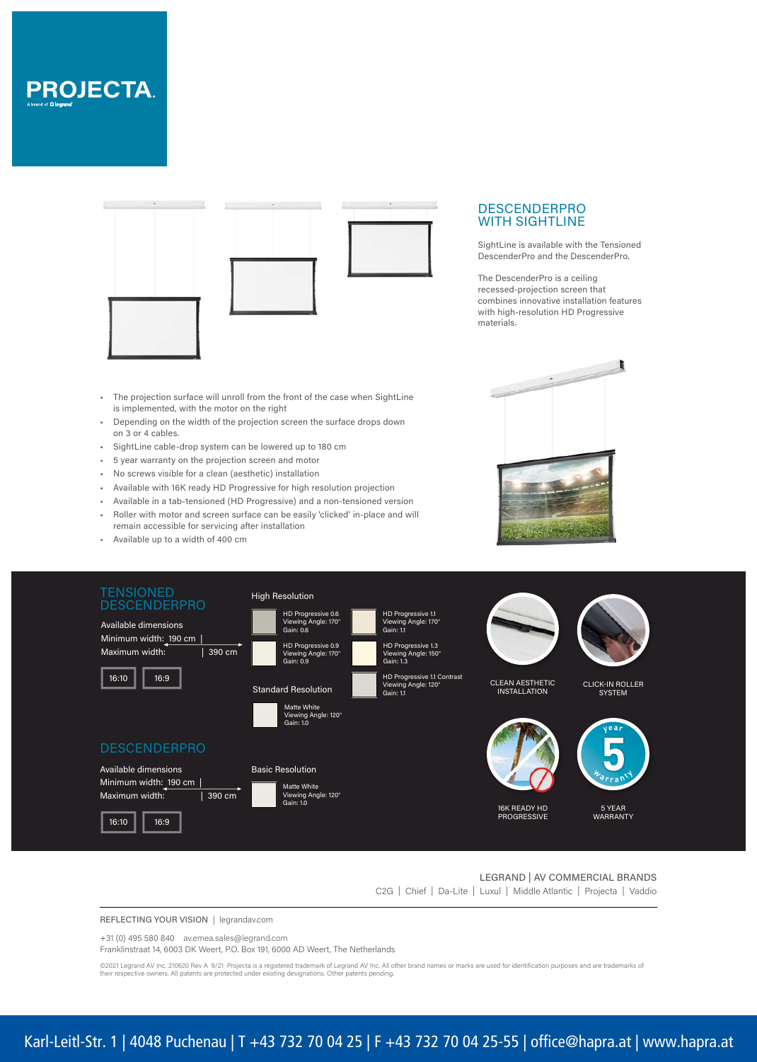PROJECTA.

A brand of legrand

## DESCENDERPRO WITH SIGHTLINE

SightLine is available with the Tensioned DescenderPro and the DescenderPro.

The DescenderPro is a ceiling recessed-projection screen that combines innovative installation features with high-resolution HD Progressive materials.

- The projection surface will unroll from the front of the case when SightLine is implemented, with the motor on the right
- Depending on the width of the projection screen the surface drops down on 3 or 4 cables.
- SightLine cable-drop system can be lowered up to 180 cm
- 5 year warranty on the projection screen and motor
- No screws visible for a clean (aesthetic) installation
- Available with 16K ready HD Progressive for high resolution projection
- Available in a tab-tensioned (HD Progressive) and a non-tensioned version
- Roller with motor and screen surface can be easily 'clicked' in-place and will remain accessible for servicing after installation
- Available up to a width of 400 cm

## TENSIONED DESCENDERPRO

Available dimensions

Minimum width: 190 cm

Maximum width: 390 cm

16:10 | 16:9

### High Resolution

- HD Progressive 0.6 – Viewing Angle: 170° – Gain: 0.6
- HD Progressive 1.1 – Viewing Angle: 170° – Gain: 1.1
- HD Progressive 0.9 – Viewing Angle: 170° – Gain: 0.9
- HD Progressive 1.3 – Viewing Angle: 150° – Gain: 1.3
- HD Progressive 1.1 Contrast – Viewing Angle: 120° – Gain: 1.1

### Standard Resolution

- Matte White – Viewing Angle: 120° – Gain: 1.0

## DESCENDERPRO

Available dimensions

Minimum width: 190 cm

Maximum width: 390 cm

16:10 | 16:9

### Basic Resolution

- Matte White – Viewing Angle: 120° – Gain: 1.0

CLEAN AESTHETIC INSTALLATION

CLICK-IN ROLLER SYSTEM

16K READY HD PROGRESSIVE

5 YEAR WARRANTY

LEGRAND | AV COMMERCIAL BRANDS

C2G | Chief | Da-Lite | Luxul | Middle Atlantic | Projecta | Vaddio

REFLECTING YOUR VISION | legrandav.com

+31 (0) 495 580 840 av.emea.sales@legrand.com

Franklinstraat 14, 6003 DK Weert, P.O. Box 191, 6000 AD Weert, The Netherlands

©2021 Legrand AV Inc. 210620 Rev A 9/21 Projecta is a registered trademark of Legrand AV Inc. All other brand names or marks are used for identification purposes and are trademarks of their respective owners. All patents are protected under existing designations. Other patents pending.

Karl-Leitl-Str. 1 | 4048 Puchenau | T +43 732 70 04 25 | F +43 732 70 04 25-55 | office@hapra.at | www.hapra.at